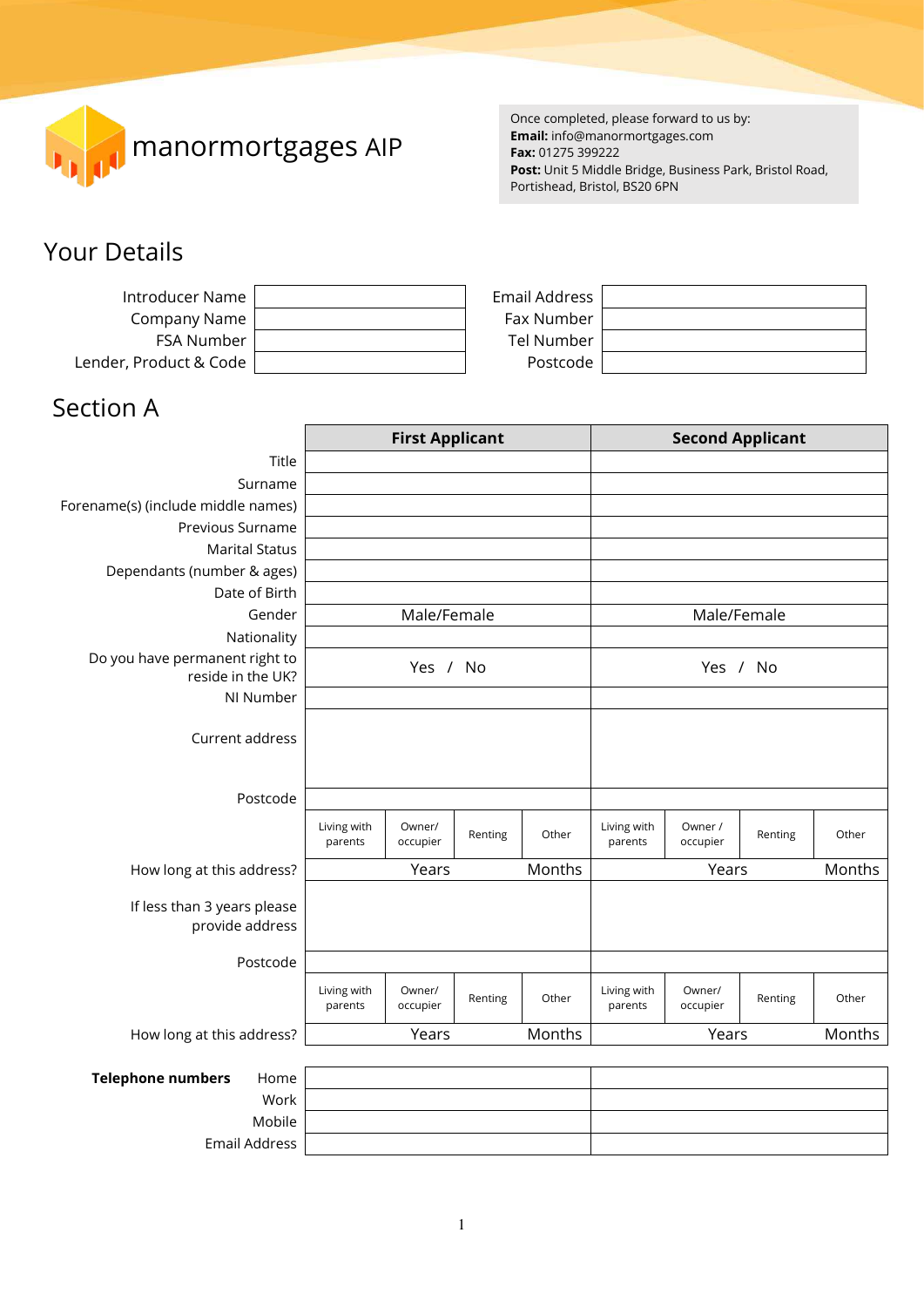manormortgages AIP

Once completed, please forward to us by:
**Email:** info@manormortgages.com
**Fax:** 01275 399222
**Post:** Unit 5 Middle Bridge, Business Park, Bristol Road, Portishead, Bristol, BS20 6PN

## Your Details

| | | | |
|---|---|---|---|
| Introducer Name | | Email Address | |
| Company Name | | Fax Number | |
| FSA Number | | Tel Number | |
| Lender, Product & Code | | Postcode | |

## Section A

| | First Applicant | | | | Second Applicant | | | |
|---|---|---|---|---|---|---|---|---|
| Title | | | | | | | | |
| Surname | | | | | | | | |
| Forename(s) (include middle names) | | | | | | | | |
| Previous Surname | | | | | | | | |
| Marital Status | | | | | | | | |
| Dependants (number & ages) | | | | | | | | |
| Date of Birth | | | | | | | | |
| Gender | Male/Female | | | | Male/Female | | | |
| Nationality | | | | | | | | |
| Do you have permanent right to reside in the UK? | Yes / No | | | | Yes / No | | | |
| NI Number | | | | | | | | |
| Current address | | | | | | | | |
| Postcode | | | | | | | | |
| | Living with parents | Owner/ occupier | Renting | Other | Living with parents | Owner / occupier | Renting | Other |
| How long at this address? | Years | | Months | | Years | | Months | |
| If less than 3 years please provide address | | | | | | | | |
| Postcode | | | | | | | | |
| | Living with parents | Owner/ occupier | Renting | Other | Living with parents | Owner/ occupier | Renting | Other |
| How long at this address? | Years | | Months | | Years | | Months | |

| **Telephone numbers** | First Applicant | Second Applicant |
|---|---|---|
| Home | | |
| Work | | |
| Mobile | | |
| Email Address | | |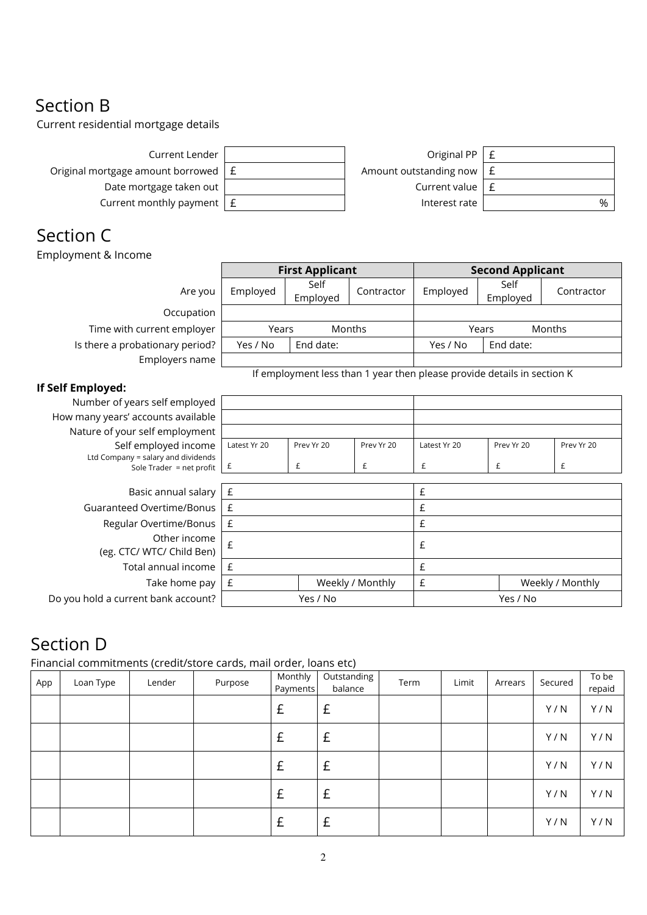## Section B

Current residential mortgage details

| | | | |
|---|---|---|---|
| Current Lender | | Original PP | £ |
| Original mortgage amount borrowed | £ | Amount outstanding now | £ |
| Date mortgage taken out | | Current value | £ |
| Current monthly payment | £ | Interest rate | % |

## Section C

Employment & Income

| | **First Applicant** | | | **Second Applicant** | | |
|---|---|---|---|---|---|---|
| Are you | Employed | Self Employed | Contractor | Employed | Self Employed | Contractor |
| Occupation | | | | | | |
| Time with current employer | Years | Months | | Years | Months | |
| Is there a probationary period? | Yes / No | End date: | | Yes / No | End date: | |
| Employers name | | | | | | |

If employment less than 1 year then please provide details in section K

**If Self Employed:**

| | First Applicant | | | Second Applicant | | |
|---|---|---|---|---|---|---|
| Number of years self employed | | | | | | |
| How many years' accounts available | | | | | | |
| Nature of your self employment | | | | | | |
| Self employed income<br>Ltd Company = salary and dividends<br>Sole Trader = net profit | Latest Yr 20<br>£ | Prev Yr 20<br>£ | Prev Yr 20<br>£ | Latest Yr 20<br>£ | Prev Yr 20<br>£ | Prev Yr 20<br>£ |

| | First Applicant | | Second Applicant | |
|---|---|---|---|---|
| Basic annual salary | £ | | £ | |
| Guaranteed Overtime/Bonus | £ | | £ | |
| Regular Overtime/Bonus | £ | | £ | |
| Other income (eg. CTC/ WTC/ Child Ben) | £ | | £ | |
| Total annual income | £ | | £ | |
| Take home pay | £ | Weekly / Monthly | £ | Weekly / Monthly |
| Do you hold a current bank account? | Yes / No | | Yes / No | |

## Section D

Financial commitments (credit/store cards, mail order, loans etc)

| App | Loan Type | Lender | Purpose | Monthly Payments | Outstanding balance | Term | Limit | Arrears | Secured | To be repaid |
|---|---|---|---|---|---|---|---|---|---|---|
| | | | | £ | £ | | | | Y / N | Y / N |
| | | | | £ | £ | | | | Y / N | Y / N |
| | | | | £ | £ | | | | Y / N | Y / N |
| | | | | £ | £ | | | | Y / N | Y / N |
| | | | | £ | £ | | | | Y / N | Y / N |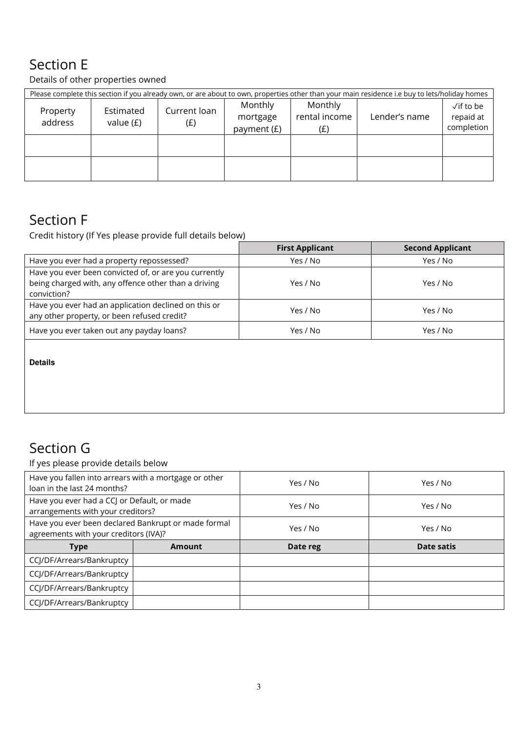## Section E

Details of other properties owned

| Please complete this section if you already own, or are about to own, properties other than your main residence i.e buy to lets/holiday homes | | | | | | |
|---|---|---|---|---|---|---|
| Property address | Estimated value (£) | Current loan (£) | Monthly mortgage payment (£) | Monthly rental income (£) | Lender's name | ✓if to be repaid at completion |
| | | | | | | |
| | | | | | | |

## Section F

Credit history (If Yes please provide full details below)

| | First Applicant | Second Applicant |
|---|---|---|
| Have you ever had a property repossessed? | Yes / No | Yes / No |
| Have you ever been convicted of, or are you currently being charged with, any offence other than a driving conviction? | Yes / No | Yes / No |
| Have you ever had an application declined on this or any other property, or been refused credit? | Yes / No | Yes / No |
| Have you ever taken out any payday loans? | Yes / No | Yes / No |

**Details**

## Section G

If yes please provide details below

| | | | |
|---|---|---|---|
| Have you fallen into arrears with a mortgage or other loan in the last 24 months? | | Yes / No | Yes / No |
| Have you ever had a CCJ or Default, or made arrangements with your creditors? | | Yes / No | Yes / No |
| Have you ever been declared Bankrupt or made formal agreements with your creditors (IVA)? | | Yes / No | Yes / No |
| **Type** | **Amount** | **Date reg** | **Date satis** |
| CCJ/DF/Arrears/Bankruptcy | | | |
| CCJ/DF/Arrears/Bankruptcy | | | |
| CCJ/DF/Arrears/Bankruptcy | | | |
| CCJ/DF/Arrears/Bankruptcy | | | |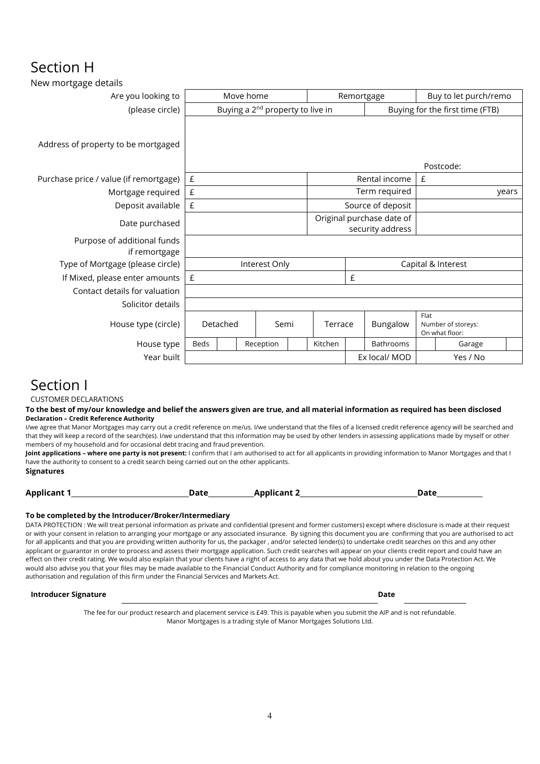# Section H

New mortgage details

| | | | | | | | | | | | |
|---|---|---|---|---|---|---|---|---|---|---|---|
| Are you looking to | Move home | | | | Remortgage | | | | Buy to let purch/remo | | |
| (please circle) | Buying a 2nd property to live in | | | | | | Buying for the first time (FTB) | | | | |
| Address of property to be mortgaged | Postcode: | | | | | | | | | | |
| Purchase price / value (if remortgage) | £ | | | | Rental income | | | | £ | | |
| Mortgage required | £ | | | | Term required | | | | years | | |
| Deposit available | £ | | | | Source of deposit | | | | | | |
| Date purchased | | | | | Original purchase date of security address | | | | | | |
| Purpose of additional funds if remortgage | | | | | | | | | | | |
| Type of Mortgage (please circle) | Interest Only | | | | | Capital & Interest | | | | | |
| If Mixed, please enter amounts | £ | | | | | £ | | | | | |
| Contact details for valuation | | | | | | | | | | | |
| Solicitor details | | | | | | | | | | | |
| House type (circle) | Detached | | Semi | | Terrace | | Bungalow | | Flat Number of storeys: On what floor: | | |
| House type | Beds | | Reception | | Kitchen | | Bathrooms | | Garage | | |
| Year built | | | | | | | Ex local/ MOD | | Yes / No | | |

# Section I

CUSTOMER DECLARATIONS

**To the best of my/our knowledge and belief the answers given are true, and all material information as required has been disclosed**

**Declaration – Credit Reference Authority**

I/we agree that Manor Mortgages may carry out a credit reference on me/us. I/we understand that the files of a licensed credit reference agency will be searched and that they will keep a record of the search(es). I/we understand that this information may be used by other lenders in assessing applications made by myself or other members of my household and for occasional debt tracing and fraud prevention.

**Joint applications – where one party is not present:** I confirm that I am authorised to act for all applicants in providing information to Manor Mortgages and that I have the authority to consent to a credit search being carried out on the other applicants.

**Signatures**

**Applicant 1** ____________________ **Date** __________ **Applicant 2** ____________________ **Date** __________

**To be completed by the Introducer/Broker/Intermediary**

DATA PROTECTION : We will treat personal information as private and confidential (present and former customers) except where disclosure is made at their request or with your consent in relation to arranging your mortgage or any associated insurance. By signing this document you are confirming that you are authorised to act for all applicants and that you are providing written authority for us, the packager , and/or selected lender(s) to undertake credit searches on this and any other applicant or guarantor in order to process and assess their mortgage application. Such credit searches will appear on your clients credit report and could have an effect on their credit rating. We would also explain that your clients have a right of access to any data that we hold about you under the Data Protection Act. We would also advise you that your files may be made available to the Financial Conduct Authority and for compliance monitoring in relation to the ongoing authorisation and regulation of this firm under the Financial Services and Markets Act.

**Introducer Signature** ______________________________ **Date** __________

The fee for our product research and placement service is £49. This is payable when you submit the AIP and is not refundable.
Manor Mortgages is a trading style of Manor Mortgages Solutions Ltd.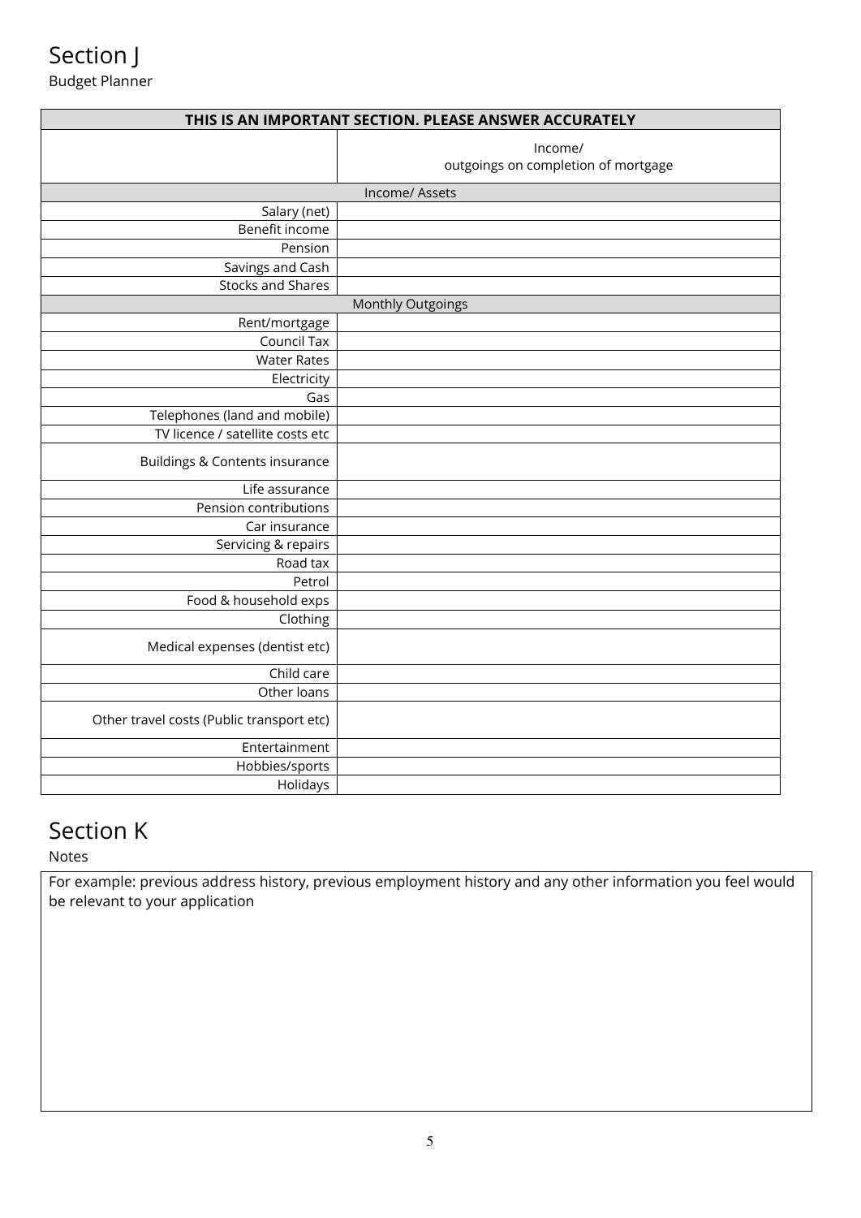## Section J

Budget Planner

| THIS IS AN IMPORTANT SECTION. PLEASE ANSWER ACCURATELY | |
|---|---|
| | Income/ outgoings on completion of mortgage |
| Income/ Assets | |
| Salary (net) | |
| Benefit income | |
| Pension | |
| Savings and Cash | |
| Stocks and Shares | |
| Monthly Outgoings | |
| Rent/mortgage | |
| Council Tax | |
| Water Rates | |
| Electricity | |
| Gas | |
| Telephones (land and mobile) | |
| TV licence / satellite costs etc | |
| Buildings & Contents insurance | |
| Life assurance | |
| Pension contributions | |
| Car insurance | |
| Servicing & repairs | |
| Road tax | |
| Petrol | |
| Food & household exps | |
| Clothing | |
| Medical expenses (dentist etc) | |
| Child care | |
| Other loans | |
| Other travel costs (Public transport etc) | |
| Entertainment | |
| Hobbies/sports | |
| Holidays | |

## Section K

Notes

For example: previous address history, previous employment history and any other information you feel would be relevant to your application